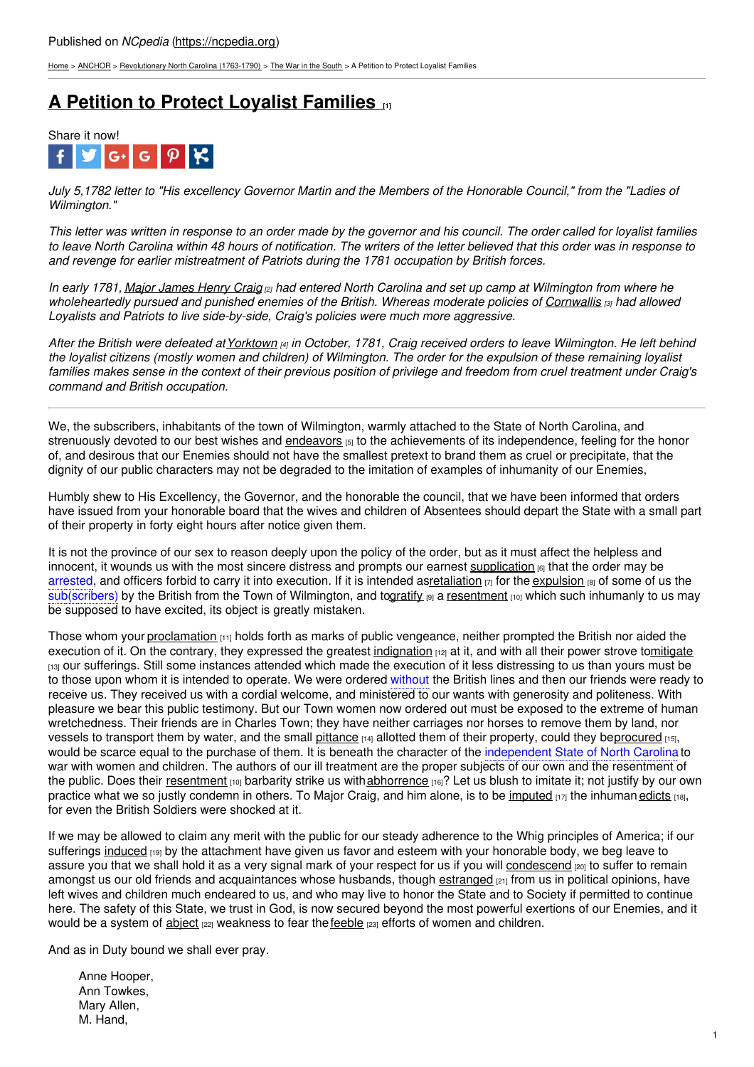Published on *NCpedia* (https://ncpedia.org)

Home > ANCHOR > Revolutionary North Carolina (1763-1790) > The War in the South > A Petition to Protect Loyalist Families

# A Petition to Protect Loyalist Families [1]

Share it now!

*July 5,1782 letter to "His excellency Governor Martin and the Members of the Honorable Council," from the "Ladies of Wilmington."*

*This letter was written in response to an order made by the governor and his council. The order called for loyalist families to leave North Carolina within 48 hours of notification. The writers of the letter believed that this order was in response to and revenge for earlier mistreatment of Patriots during the 1781 occupation by British forces.*

*In early 1781, Major James Henry Craig [2] had entered North Carolina and set up camp at Wilmington from where he wholeheartedly pursued and punished enemies of the British. Whereas moderate policies of Cornwallis [3] had allowed Loyalists and Patriots to live side-by-side, Craig's policies were much more aggressive.*

*After the British were defeated at Yorktown [4] in October, 1781, Craig received orders to leave Wilmington. He left behind the loyalist citizens (mostly women and children) of Wilmington. The order for the expulsion of these remaining loyalist families makes sense in the context of their previous position of privilege and freedom from cruel treatment under Craig's command and British occupation.*

---

We, the subscribers, inhabitants of the town of Wilmington, warmly attached to the State of North Carolina, and strenuously devoted to our best wishes and endeavors [5] to the achievements of its independence, feeling for the honor of, and desirous that our Enemies should not have the smallest pretext to brand them as cruel or precipitate, that the dignity of our public characters may not be degraded to the imitation of examples of inhumanity of our Enemies,

Humbly shew to His Excellency, the Governor, and the honorable the council, that we have been informed that orders have issued from your honorable board that the wives and children of Absentees should depart the State with a small part of their property in forty eight hours after notice given them.

It is not the province of our sex to reason deeply upon the policy of the order, but as it must affect the helpless and innocent, it wounds us with the most sincere distress and prompts our earnest supplication [6] that the order may be arrested, and officers forbid to carry it into execution. If it is intended as retaliation [7] for the expulsion [8] of some of us the sub(scribers) by the British from the Town of Wilmington, and to gratify [9] a resentment [10] which such inhumanly to us may be supposed to have excited, its object is greatly mistaken.

Those whom your proclamation [11] holds forth as marks of public vengeance, neither prompted the British nor aided the execution of it. On the contrary, they expressed the greatest indignation [12] at it, and with all their power strove to mitigate [13] our sufferings. Still some instances attended which made the execution of it less distressing to us than yours must be to those upon whom it is intended to operate. We were ordered without the British lines and then our friends were ready to receive us. They received us with a cordial welcome, and ministered to our wants with generosity and politeness. With pleasure we bear this public testimony. But our Town women now ordered out must be exposed to the extreme of human wretchedness. Their friends are in Charles Town; they have neither carriages nor horses to remove them by land, nor vessels to transport them by water, and the small pittance [14] allotted them of their property, could they be procured [15], would be scarce equal to the purchase of them. It is beneath the character of the independent State of North Carolina to war with women and children. The authors of our ill treatment are the proper subjects of our own and the resentment of the public. Does their resentment [10] barbarity strike us with abhorrence [16]? Let us blush to imitate it; not justify by our own practice what we so justly condemn in others. To Major Craig, and him alone, is to be imputed [17] the inhuman edicts [18], for even the British Soldiers were shocked at it.

If we may be allowed to claim any merit with the public for our steady adherence to the Whig principles of America; if our sufferings induced [19] by the attachment have given us favor and esteem with your honorable body, we beg leave to assure you that we shall hold it as a very signal mark of your respect for us if you will condescend [20] to suffer to remain amongst us our old friends and acquaintances whose husbands, though estranged [21] from us in political opinions, have left wives and children much endeared to us, and who may live to honor the State and to Society if permitted to continue here. The safety of this State, we trust in God, is now secured beyond the most powerful exertions of our Enemies, and it would be a system of abject [22] weakness to fear the feeble [23] efforts of women and children.

And as in Duty bound we shall ever pray.

Anne Hooper,
Ann Towkes,
Mary Allen,
M. Hand,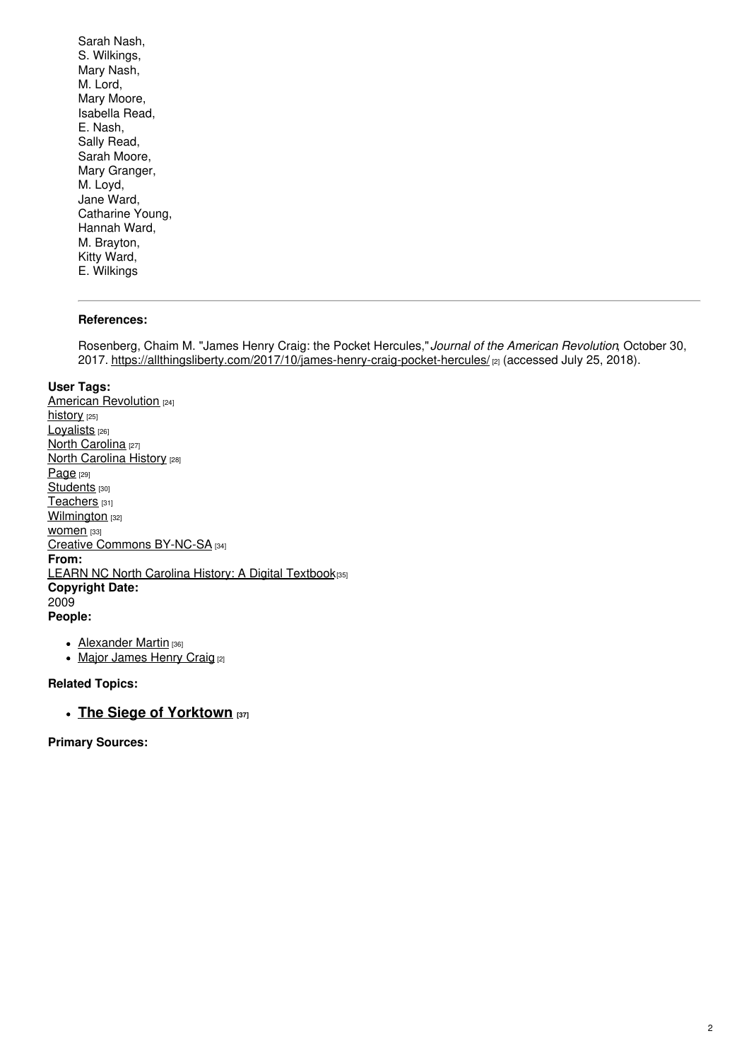Sarah Nash,
S. Wilkings,
Mary Nash,
M. Lord,
Mary Moore,
Isabella Read,
E. Nash,
Sally Read,
Sarah Moore,
Mary Granger,
M. Loyd,
Jane Ward,
Catharine Young,
Hannah Ward,
M. Brayton,
Kitty Ward,
E. Wilkings

---

**References:**

Rosenberg, Chaim M. "James Henry Craig: the Pocket Hercules," *Journal of the American Revolution*, October 30, 2017. https://allthingsliberty.com/2017/10/james-henry-craig-pocket-hercules/ [2] (accessed July 25, 2018).

**User Tags:**
American Revolution [24]
history [25]
Loyalists [26]
North Carolina [27]
North Carolina History [28]
Page [29]
Students [30]
Teachers [31]
Wilmington [32]
women [33]
Creative Commons BY-NC-SA [34]

**From:**
LEARN NC North Carolina History: A Digital Textbook [35]

**Copyright Date:**
2009

**People:**

- Alexander Martin [36]
- Major James Henry Craig [2]

**Related Topics:**

- **The Siege of Yorktown** [37]

**Primary Sources:**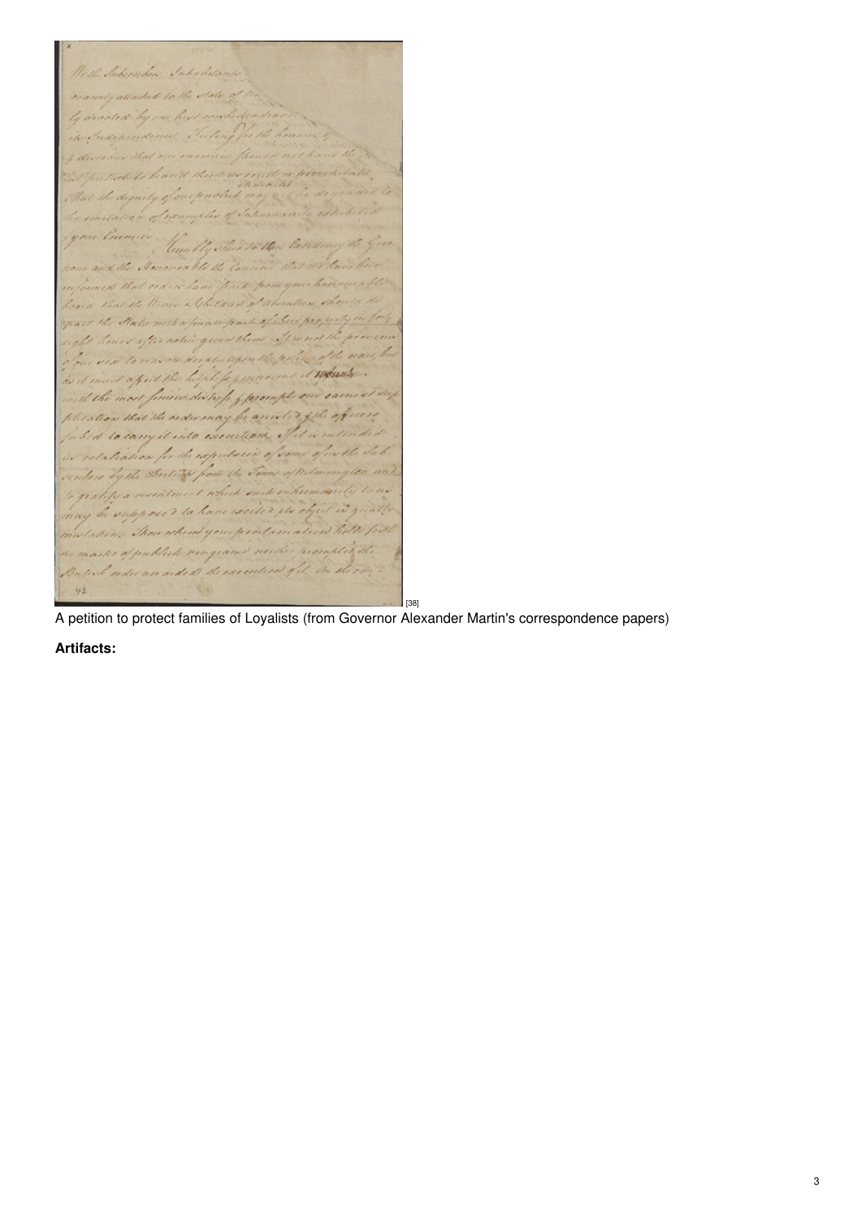[38]

A petition to protect families of Loyalists (from Governor Alexander Martin's correspondence papers)

**Artifacts:**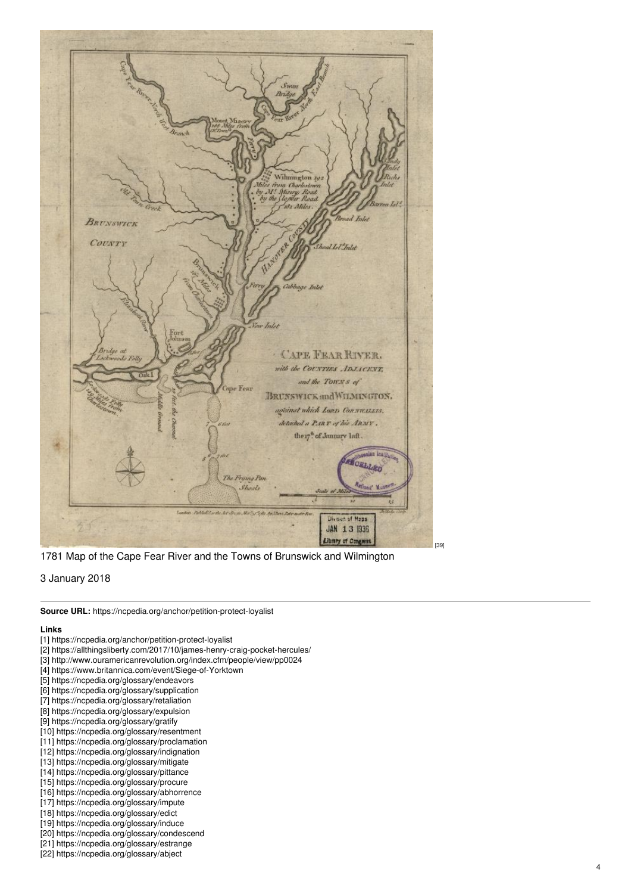[39]

1781 Map of the Cape Fear River and the Towns of Brunswick and Wilmington

3 January 2018

---

**Source URL:** https://ncpedia.org/anchor/petition-protect-loyalist

**Links**

[1] https://ncpedia.org/anchor/petition-protect-loyalist
[2] https://allthingsliberty.com/2017/10/james-henry-craig-pocket-hercules/
[3] http://www.ouramericanrevolution.org/index.cfm/people/view/pp0024
[4] https://www.britannica.com/event/Siege-of-Yorktown
[5] https://ncpedia.org/glossary/endeavors
[6] https://ncpedia.org/glossary/supplication
[7] https://ncpedia.org/glossary/retaliation
[8] https://ncpedia.org/glossary/expulsion
[9] https://ncpedia.org/glossary/gratify
[10] https://ncpedia.org/glossary/resentment
[11] https://ncpedia.org/glossary/proclamation
[12] https://ncpedia.org/glossary/indignation
[13] https://ncpedia.org/glossary/mitigate
[14] https://ncpedia.org/glossary/pittance
[15] https://ncpedia.org/glossary/procure
[16] https://ncpedia.org/glossary/abhorrence
[17] https://ncpedia.org/glossary/impute
[18] https://ncpedia.org/glossary/edict
[19] https://ncpedia.org/glossary/induce
[20] https://ncpedia.org/glossary/condescend
[21] https://ncpedia.org/glossary/estrange
[22] https://ncpedia.org/glossary/abject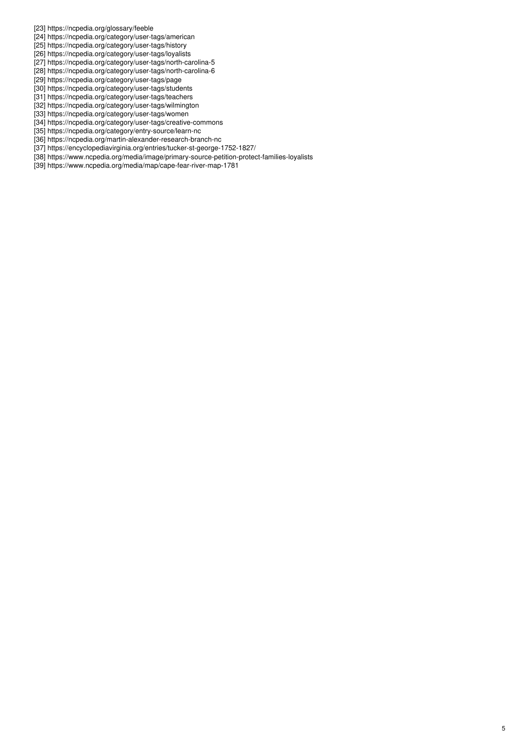[23] https://ncpedia.org/glossary/feeble
[24] https://ncpedia.org/category/user-tags/american
[25] https://ncpedia.org/category/user-tags/history
[26] https://ncpedia.org/category/user-tags/loyalists
[27] https://ncpedia.org/category/user-tags/north-carolina-5
[28] https://ncpedia.org/category/user-tags/north-carolina-6
[29] https://ncpedia.org/category/user-tags/page
[30] https://ncpedia.org/category/user-tags/students
[31] https://ncpedia.org/category/user-tags/teachers
[32] https://ncpedia.org/category/user-tags/wilmington
[33] https://ncpedia.org/category/user-tags/women
[34] https://ncpedia.org/category/user-tags/creative-commons
[35] https://ncpedia.org/category/entry-source/learn-nc
[36] https://ncpedia.org/martin-alexander-research-branch-nc
[37] https://encyclopediavirginia.org/entries/tucker-st-george-1752-1827/
[38] https://www.ncpedia.org/media/image/primary-source-petition-protect-families-loyalists
[39] https://www.ncpedia.org/media/map/cape-fear-river-map-1781